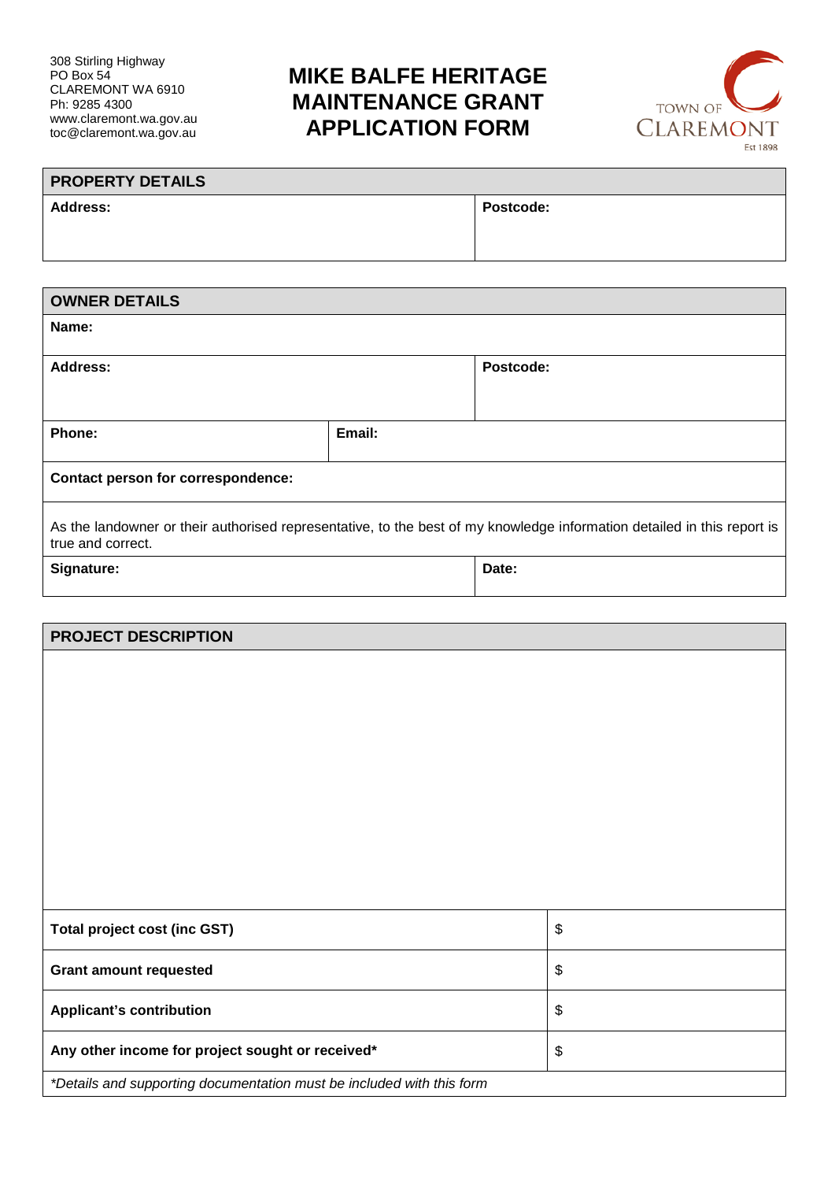308 Stirling Highway
PO Box 54
CLAREMONT WA 6910
Ph: 9285 4300
www.claremont.wa.gov.au
toc@claremont.wa.gov.au

# MIKE BALFE HERITAGE MAINTENANCE GRANT APPLICATION FORM

TOWN OF CLAREMONT
Est 1898

| PROPERTY DETAILS | |
|---|---|
| **Address:** | **Postcode:** |

| OWNER DETAILS | | |
|---|---|---|
| **Name:** | | |
| **Address:** | | **Postcode:** |
| **Phone:** | **Email:** | |
| **Contact person for correspondence:** | | |
| As the landowner or their authorised representative, to the best of my knowledge information detailed in this report is true and correct. | | |
| **Signature:** | | **Date:** |

| PROJECT DESCRIPTION | |
|---|---|
| | |
| **Total project cost (inc GST)** | $ |
| **Grant amount requested** | $ |
| **Applicant's contribution** | $ |
| **Any other income for project sought or received*** | $ |
| *\*Details and supporting documentation must be included with this form* | |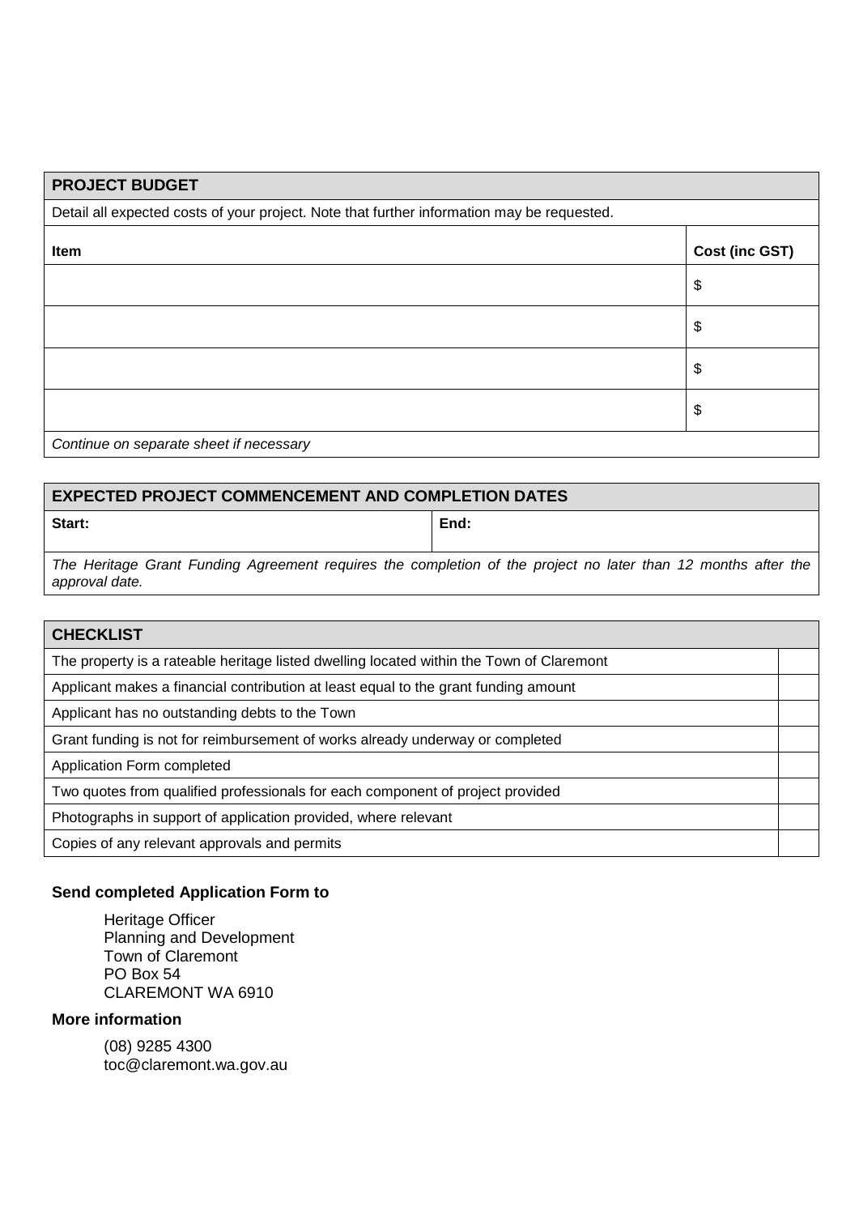| PROJECT BUDGET | |
|---|---|
| Detail all expected costs of your project. Note that further information may be requested. | |
| **Item** | **Cost (inc GST)** |
| | $ |
| | $ |
| | $ |
| | $ |
| *Continue on separate sheet if necessary* | |

| EXPECTED PROJECT COMMENCEMENT AND COMPLETION DATES | |
|---|---|
| **Start:** | **End:** |
| *The Heritage Grant Funding Agreement requires the completion of the project no later than 12 months after the approval date.* | |

| CHECKLIST | |
|---|---|
| The property is a rateable heritage listed dwelling located within the Town of Claremont | |
| Applicant makes a financial contribution at least equal to the grant funding amount | |
| Applicant has no outstanding debts to the Town | |
| Grant funding is not for reimbursement of works already underway or completed | |
| Application Form completed | |
| Two quotes from qualified professionals for each component of project provided | |
| Photographs in support of application provided, where relevant | |
| Copies of any relevant approvals and permits | |

**Send completed Application Form to**

Heritage Officer
Planning and Development
Town of Claremont
PO Box 54
CLAREMONT WA 6910

**More information**

(08) 9285 4300
toc@claremont.wa.gov.au